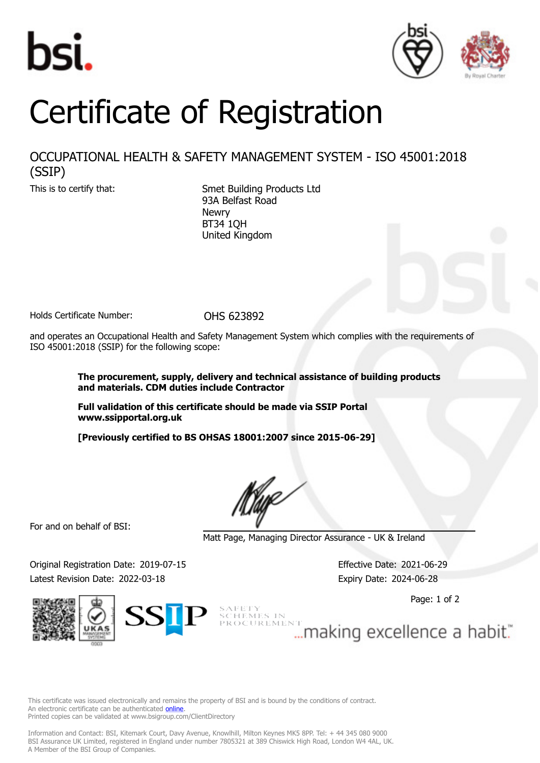# Certificate of Registration

## OCCUPATIONAL HEALTH & SAFETY MANAGEMENT SYSTEM - ISO 45001:2018 (SSIP)

This is to certify that:

Smet Building Products Ltd
93A Belfast Road
Newry
BT34 1QH
United Kingdom

Holds Certificate Number: OHS 623892

and operates an Occupational Health and Safety Management System which complies with the requirements of ISO 45001:2018 (SSIP) for the following scope:

**The procurement, supply, delivery and technical assistance of building products and materials. CDM duties include Contractor**

**Full validation of this certificate should be made via SSIP Portal www.ssipportal.org.uk**

**[Previously certified to BS OHSAS 18001:2007 since 2015-06-29]**

For and on behalf of BSI:

Matt Page, Managing Director Assurance - UK & Ireland

Original Registration Date: 2019-07-15
Latest Revision Date: 2022-03-18

Effective Date: 2021-06-29
Expiry Date: 2024-06-28

SSIP SAFETY SCHEMES IN PROCUREMENT

...making excellence a habit.™

This certificate was issued electronically and remains the property of BSI and is bound by the conditions of contract.
An electronic certificate can be authenticated online.
Printed copies can be validated at www.bsigroup.com/ClientDirectory

Information and Contact: BSI, Kitemark Court, Davy Avenue, Knowlhill, Milton Keynes MK5 8PP. Tel: + 44 345 080 9000
BSI Assurance UK Limited, registered in England under number 7805321 at 389 Chiswick High Road, London W4 4AL, UK.
A Member of the BSI Group of Companies.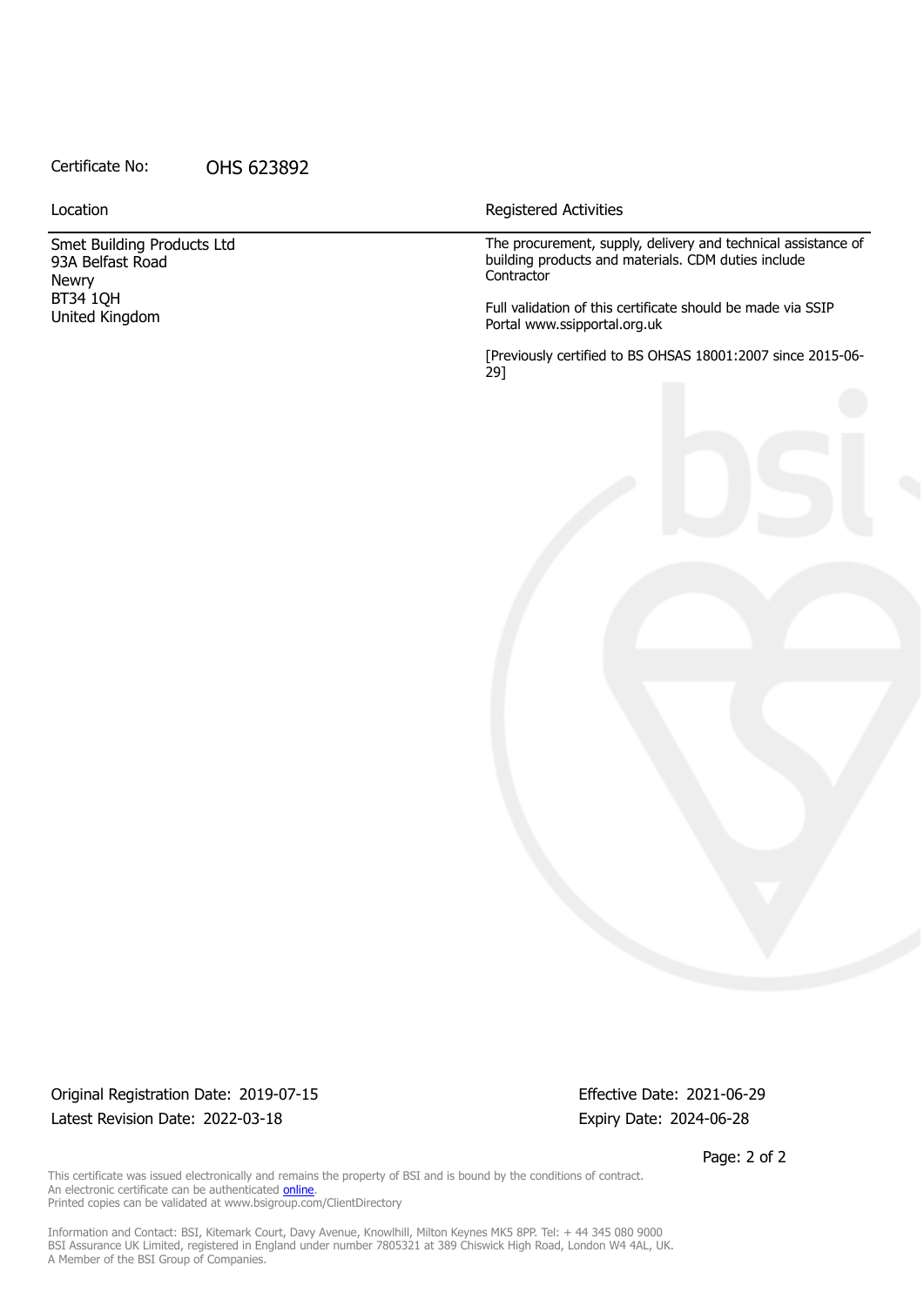Certificate No: OHS 623892

| Location | Registered Activities |
| --- | --- |
| Smet Building Products Ltd<br>93A Belfast Road<br>Newry<br>BT34 1QH<br>United Kingdom | The procurement, supply, delivery and technical assistance of building products and materials. CDM duties include Contractor<br><br>Full validation of this certificate should be made via SSIP Portal www.ssipportal.org.uk<br><br>[Previously certified to BS OHSAS 18001:2007 since 2015-06-29] |

Original Registration Date: 2019-07-15

Latest Revision Date: 2022-03-18

Effective Date: 2021-06-29

Expiry Date: 2024-06-28

This certificate was issued electronically and remains the property of BSI and is bound by the conditions of contract.
An electronic certificate can be authenticated online.
Printed copies can be validated at www.bsigroup.com/ClientDirectory

Information and Contact: BSI, Kitemark Court, Davy Avenue, Knowlhill, Milton Keynes MK5 8PP. Tel: + 44 345 080 9000
BSI Assurance UK Limited, registered in England under number 7805321 at 389 Chiswick High Road, London W4 4AL, UK.
A Member of the BSI Group of Companies.